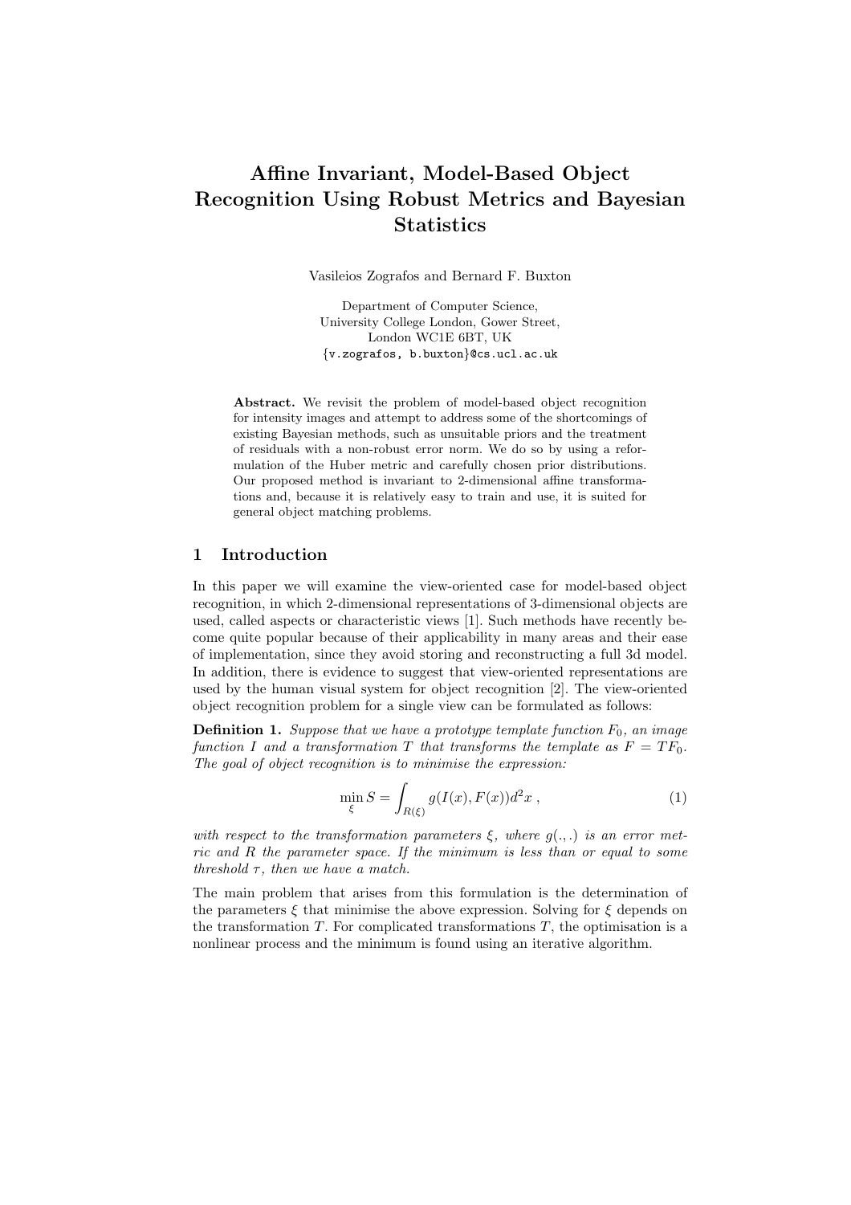# Affine Invariant, Model-Based Object Recognition Using Robust Metrics and Bayesian Statistics

Vasileios Zografos and Bernard F. Buxton

Department of Computer Science,
University College London, Gower Street,
London WC1E 6BT, UK
{v.zografos, b.buxton}@cs.ucl.ac.uk

**Abstract.** We revisit the problem of model-based object recognition for intensity images and attempt to address some of the shortcomings of existing Bayesian methods, such as unsuitable priors and the treatment of residuals with a non-robust error norm. We do so by using a reformulation of the Huber metric and carefully chosen prior distributions. Our proposed method is invariant to 2-dimensional affine transformations and, because it is relatively easy to train and use, it is suited for general object matching problems.

## 1 Introduction

In this paper we will examine the view-oriented case for model-based object recognition, in which 2-dimensional representations of 3-dimensional objects are used, called aspects or characteristic views [1]. Such methods have recently become quite popular because of their applicability in many areas and their ease of implementation, since they avoid storing and reconstructing a full 3d model. In addition, there is evidence to suggest that view-oriented representations are used by the human visual system for object recognition [2]. The view-oriented object recognition problem for a single view can be formulated as follows:

**Definition 1.** *Suppose that we have a prototype template function $F_0$, an image function $I$ and a transformation $T$ that transforms the template as $F = TF_0$. The goal of object recognition is to minimise the expression:*

$$\min_{\xi} S = \int_{R(\xi)} g(I(x), F(x)) d^2x \; , \tag{1}$$

*with respect to the transformation parameters $\xi$, where $g(.,.)$ is an error metric and $R$ the parameter space. If the minimum is less than or equal to some threshold $\tau$, then we have a match.*

The main problem that arises from this formulation is the determination of the parameters $\xi$ that minimise the above expression. Solving for $\xi$ depends on the transformation $T$. For complicated transformations $T$, the optimisation is a nonlinear process and the minimum is found using an iterative algorithm.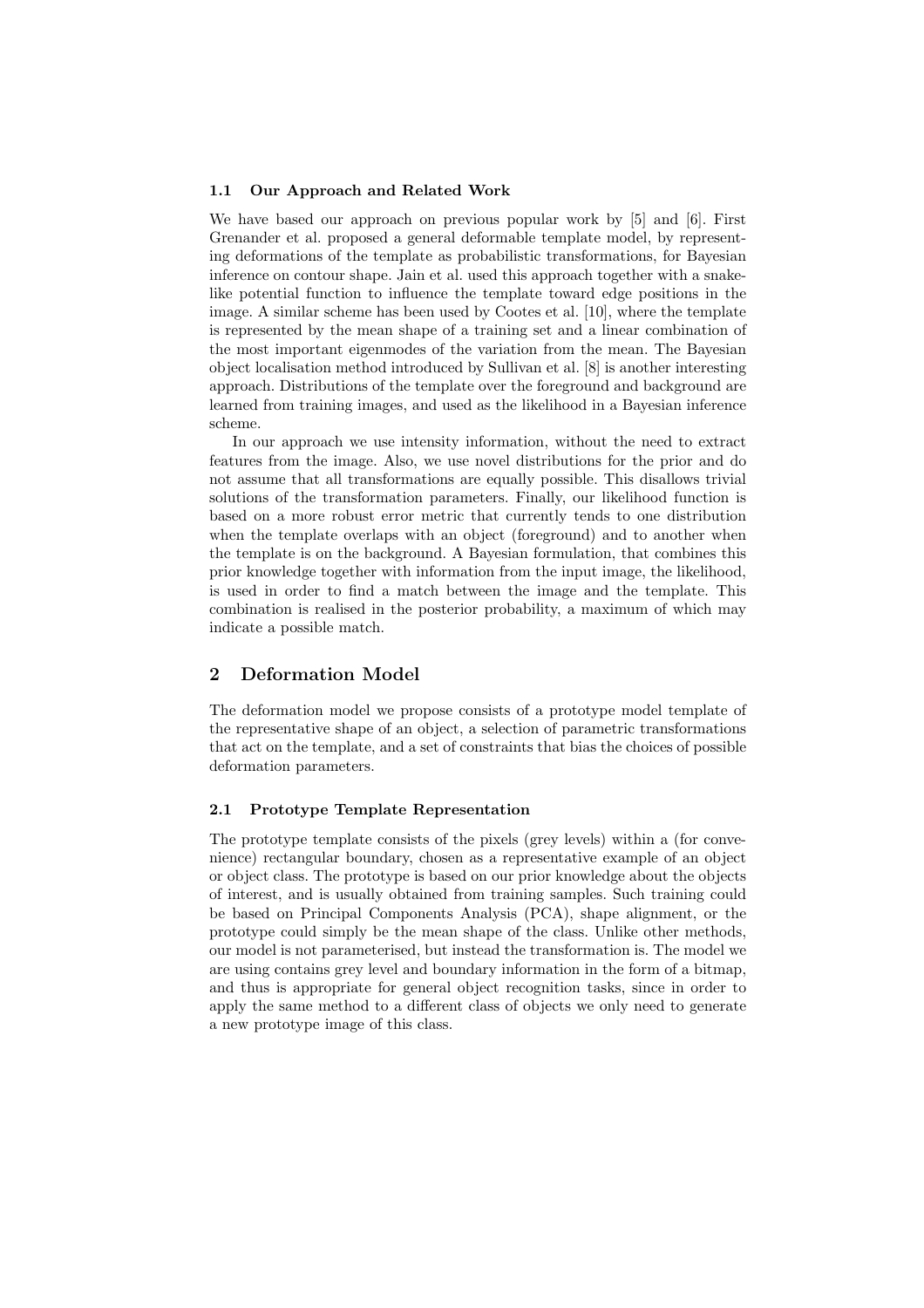### 1.1 Our Approach and Related Work

We have based our approach on previous popular work by [5] and [6]. First Grenander et al. proposed a general deformable template model, by representing deformations of the template as probabilistic transformations, for Bayesian inference on contour shape. Jain et al. used this approach together with a snake-like potential function to influence the template toward edge positions in the image. A similar scheme has been used by Cootes et al. [10], where the template is represented by the mean shape of a training set and a linear combination of the most important eigenmodes of the variation from the mean. The Bayesian object localisation method introduced by Sullivan et al. [8] is another interesting approach. Distributions of the template over the foreground and background are learned from training images, and used as the likelihood in a Bayesian inference scheme.

In our approach we use intensity information, without the need to extract features from the image. Also, we use novel distributions for the prior and do not assume that all transformations are equally possible. This disallows trivial solutions of the transformation parameters. Finally, our likelihood function is based on a more robust error metric that currently tends to one distribution when the template overlaps with an object (foreground) and to another when the template is on the background. A Bayesian formulation, that combines this prior knowledge together with information from the input image, the likelihood, is used in order to find a match between the image and the template. This combination is realised in the posterior probability, a maximum of which may indicate a possible match.

## 2 Deformation Model

The deformation model we propose consists of a prototype model template of the representative shape of an object, a selection of parametric transformations that act on the template, and a set of constraints that bias the choices of possible deformation parameters.

### 2.1 Prototype Template Representation

The prototype template consists of the pixels (grey levels) within a (for convenience) rectangular boundary, chosen as a representative example of an object or object class. The prototype is based on our prior knowledge about the objects of interest, and is usually obtained from training samples. Such training could be based on Principal Components Analysis (PCA), shape alignment, or the prototype could simply be the mean shape of the class. Unlike other methods, our model is not parameterised, but instead the transformation is. The model we are using contains grey level and boundary information in the form of a bitmap, and thus is appropriate for general object recognition tasks, since in order to apply the same method to a different class of objects we only need to generate a new prototype image of this class.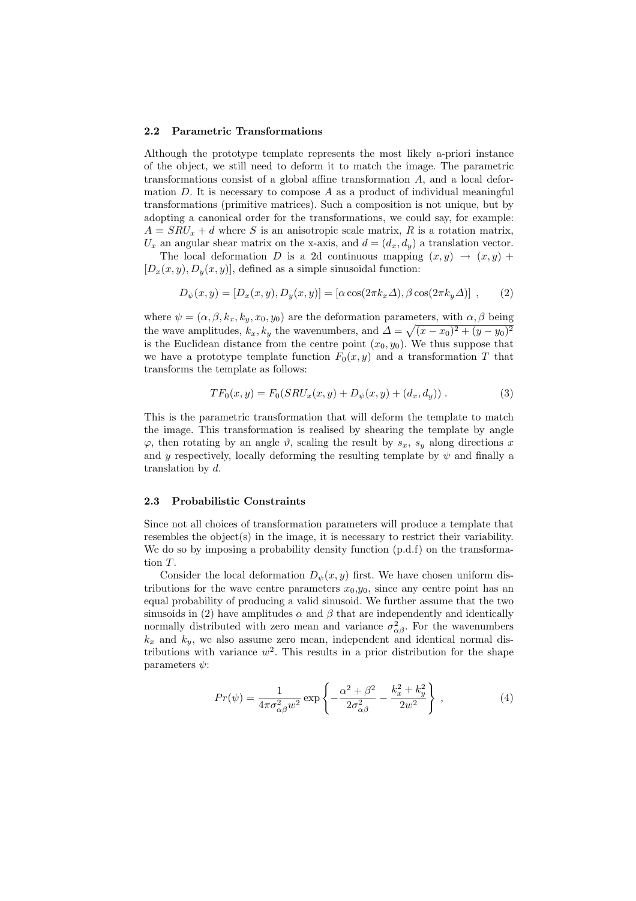### 2.2 Parametric Transformations

Although the prototype template represents the most likely a-priori instance of the object, we still need to deform it to match the image. The parametric transformations consist of a global affine transformation $A$, and a local deformation $D$. It is necessary to compose $A$ as a product of individual meaningful transformations (primitive matrices). Such a composition is not unique, but by adopting a canonical order for the transformations, we could say, for example: $A = SRU_x + d$ where $S$ is an anisotropic scale matrix, $R$ is a rotation matrix, $U_x$ an angular shear matrix on the x-axis, and $d = (d_x, d_y)$ a translation vector.

The local deformation $D$ is a 2d continuous mapping $(x,y) \rightarrow (x,y) + [D_x(x,y), D_y(x,y)]$, defined as a simple sinusoidal function:

$$D_\psi(x,y) = [D_x(x,y), D_y(x,y)] = [\alpha \cos(2\pi k_x \Delta), \beta \cos(2\pi k_y \Delta)] \ , \tag{2}$$

where $\psi = (\alpha, \beta, k_x, k_y, x_0, y_0)$ are the deformation parameters, with $\alpha, \beta$ being the wave amplitudes, $k_x, k_y$ the wavenumbers, and $\Delta = \sqrt{(x-x_0)^2 + (y-y_0)^2}$ is the Euclidean distance from the centre point $(x_0, y_0)$. We thus suppose that we have a prototype template function $F_0(x,y)$ and a transformation $T$ that transforms the template as follows:

$$TF_0(x,y) = F_0(SRU_x(x,y) + D_\psi(x,y) + (d_x, d_y)) \ . \tag{3}$$

This is the parametric transformation that will deform the template to match the image. This transformation is realised by shearing the template by angle $\varphi$, then rotating by an angle $\vartheta$, scaling the result by $s_x$, $s_y$ along directions $x$ and $y$ respectively, locally deforming the resulting template by $\psi$ and finally a translation by $d$.

### 2.3 Probabilistic Constraints

Since not all choices of transformation parameters will produce a template that resembles the object(s) in the image, it is necessary to restrict their variability. We do so by imposing a probability density function (p.d.f) on the transformation $T$.

Consider the local deformation $D_\psi(x,y)$ first. We have chosen uniform distributions for the wave centre parameters $x_0$,$y_0$, since any centre point has an equal probability of producing a valid sinusoid. We further assume that the two sinusoids in (2) have amplitudes $\alpha$ and $\beta$ that are independently and identically normally distributed with zero mean and variance $\sigma^2_{\alpha\beta}$. For the wavenumbers $k_x$ and $k_y$, we also assume zero mean, independent and identical normal distributions with variance $w^2$. This results in a prior distribution for the shape parameters $\psi$:

$$Pr(\psi) = \frac{1}{4\pi\sigma^2_{\alpha\beta} w^2} \exp\left\{ -\frac{\alpha^2 + \beta^2}{2\sigma^2_{\alpha\beta}} - \frac{k_x^2 + k_y^2}{2w^2} \right\} \ , \tag{4}$$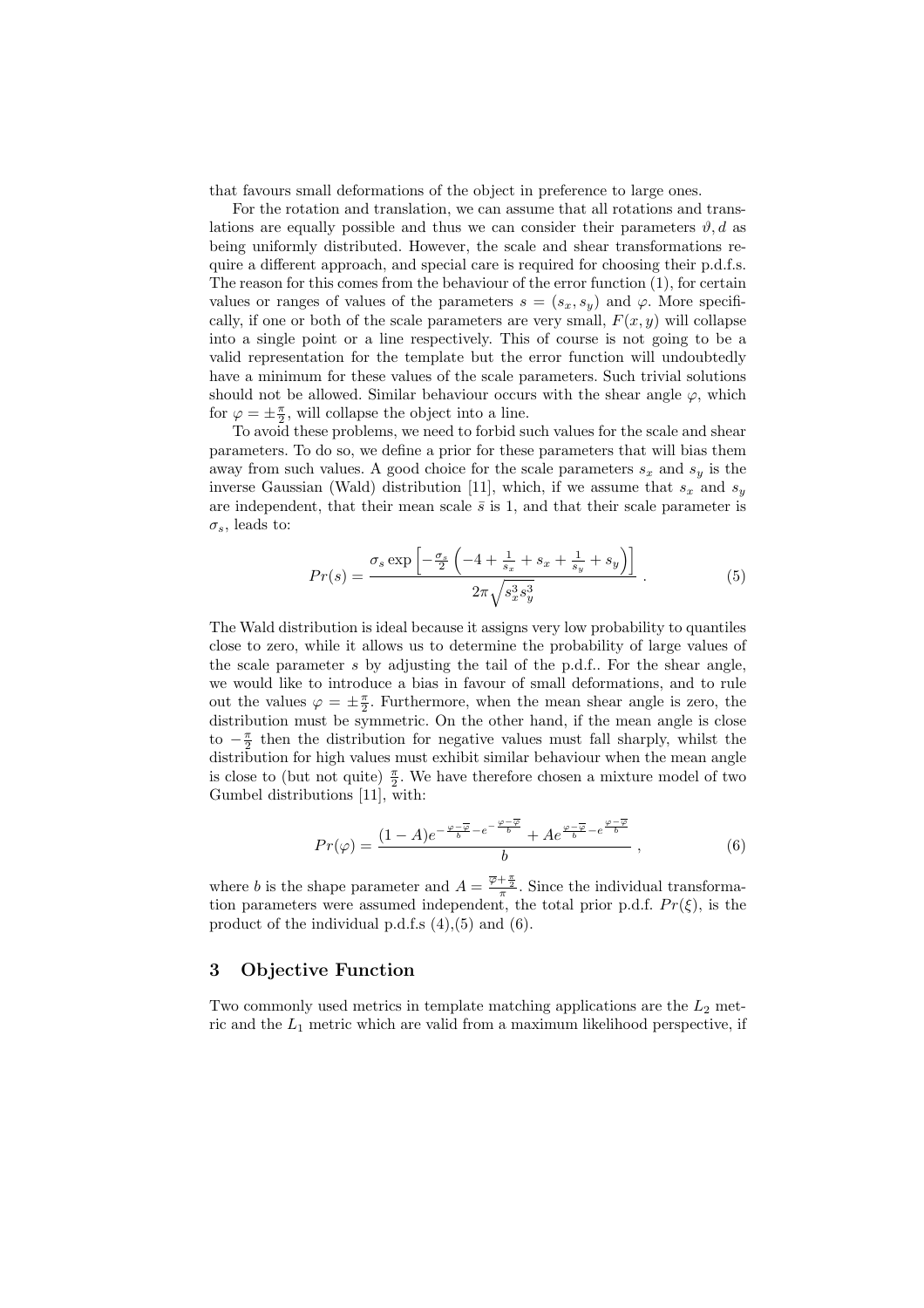that favours small deformations of the object in preference to large ones.

For the rotation and translation, we can assume that all rotations and translations are equally possible and thus we can consider their parameters $\vartheta, d$ as being uniformly distributed. However, the scale and shear transformations require a different approach, and special care is required for choosing their p.d.f.s. The reason for this comes from the behaviour of the error function (1), for certain values or ranges of values of the parameters $s = (s_x, s_y)$ and $\varphi$. More specifically, if one or both of the scale parameters are very small, $F(x, y)$ will collapse into a single point or a line respectively. This of course is not going to be a valid representation for the template but the error function will undoubtedly have a minimum for these values of the scale parameters. Such trivial solutions should not be allowed. Similar behaviour occurs with the shear angle $\varphi$, which for $\varphi = \pm\frac{\pi}{2}$, will collapse the object into a line.

To avoid these problems, we need to forbid such values for the scale and shear parameters. To do so, we define a prior for these parameters that will bias them away from such values. A good choice for the scale parameters $s_x$ and $s_y$ is the inverse Gaussian (Wald) distribution [11], which, if we assume that $s_x$ and $s_y$ are independent, that their mean scale $\bar{s}$ is 1, and that their scale parameter is $\sigma_s$, leads to:

$$Pr(s) = \frac{\sigma_s \exp\left[-\frac{\sigma_s}{2}\left(-4 + \frac{1}{s_x} + s_x + \frac{1}{s_y} + s_y\right)\right]}{2\pi\sqrt{s_x^3 s_y^3}} \ . \tag{5}$$

The Wald distribution is ideal because it assigns very low probability to quantiles close to zero, while it allows us to determine the probability of large values of the scale parameter $s$ by adjusting the tail of the p.d.f.. For the shear angle, we would like to introduce a bias in favour of small deformations, and to rule out the values $\varphi = \pm\frac{\pi}{2}$. Furthermore, when the mean shear angle is zero, the distribution must be symmetric. On the other hand, if the mean angle is close to $-\frac{\pi}{2}$ then the distribution for negative values must fall sharply, whilst the distribution for high values must exhibit similar behaviour when the mean angle is close to (but not quite) $\frac{\pi}{2}$. We have therefore chosen a mixture model of two Gumbel distributions [11], with:

$$Pr(\varphi) = \frac{(1-A)e^{-\frac{\varphi-\overline{\varphi}}{b} - e^{-\frac{\varphi-\overline{\varphi}}{b}}} + Ae^{\frac{\varphi-\overline{\varphi}}{b} - e^{\frac{\varphi-\overline{\varphi}}{b}}}}{b} \ , \tag{6}$$

where $b$ is the shape parameter and $A = \frac{\overline{\varphi}+\frac{\pi}{2}}{\pi}$. Since the individual transformation parameters were assumed independent, the total prior p.d.f. $Pr(\xi)$, is the product of the individual p.d.f.s (4),(5) and (6).

## 3 Objective Function

Two commonly used metrics in template matching applications are the $L_2$ metric and the $L_1$ metric which are valid from a maximum likelihood perspective, if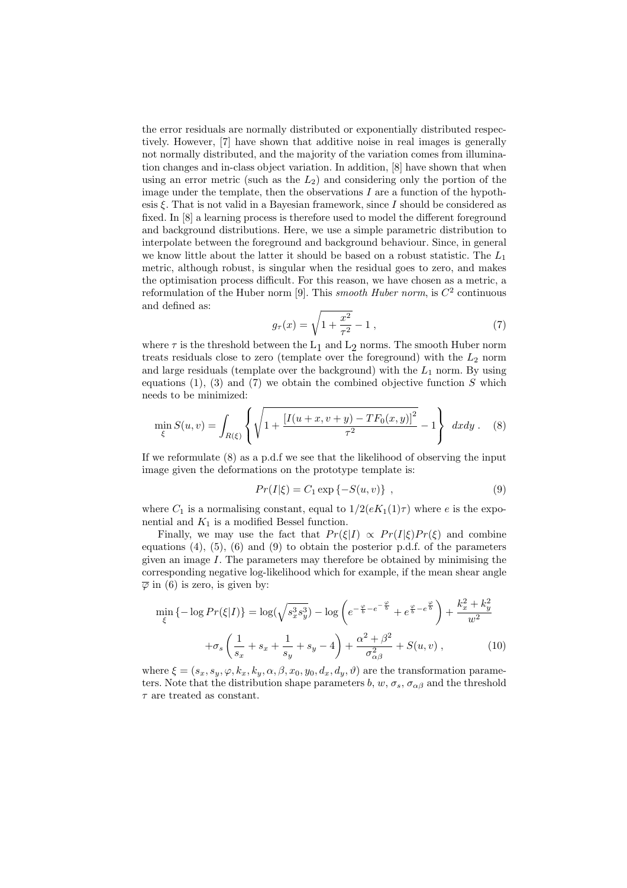the error residuals are normally distributed or exponentially distributed respectively. However, [7] have shown that additive noise in real images is generally not normally distributed, and the majority of the variation comes from illumination changes and in-class object variation. In addition, [8] have shown that when using an error metric (such as the $L_2$) and considering only the portion of the image under the template, then the observations $I$ are a function of the hypothesis $\xi$. That is not valid in a Bayesian framework, since $I$ should be considered as fixed. In [8] a learning process is therefore used to model the different foreground and background distributions. Here, we use a simple parametric distribution to interpolate between the foreground and background behaviour. Since, in general we know little about the latter it should be based on a robust statistic. The $L_1$ metric, although robust, is singular when the residual goes to zero, and makes the optimisation process difficult. For this reason, we have chosen as a metric, a reformulation of the Huber norm [9]. This *smooth Huber norm*, is $C^2$ continuous and defined as:

$$g_\tau(x) = \sqrt{1 + \frac{x^2}{\tau^2}} - 1 \,, \tag{7}$$

where $\tau$ is the threshold between the $L_1$ and $L_2$ norms. The smooth Huber norm treats residuals close to zero (template over the foreground) with the $L_2$ norm and large residuals (template over the background) with the $L_1$ norm. By using equations (1), (3) and (7) we obtain the combined objective function $S$ which needs to be minimized:

$$\min_\xi S(u,v) = \int_{R(\xi)} \left\{ \sqrt{1 + \frac{\left[I(u+x, v+y) - TF_0(x,y)\right]^2}{\tau^2}} - 1 \right\} \, dxdy \,. \tag{8}$$

If we reformulate (8) as a p.d.f we see that the likelihood of observing the input image given the deformations on the prototype template is:

$$Pr(I|\xi) = C_1 \exp\left\{-S(u,v)\right\} \,, \tag{9}$$

where $C_1$ is a normalising constant, equal to $1/2(eK_1(1)\tau)$ where $e$ is the exponential and $K_1$ is a modified Bessel function.

Finally, we may use the fact that $Pr(\xi|I) \propto Pr(I|\xi)Pr(\xi)$ and combine equations (4), (5), (6) and (9) to obtain the posterior p.d.f. of the parameters given an image $I$. The parameters may therefore be obtained by minimising the corresponding negative log-likelihood which for example, if the mean shear angle $\overline{\varphi}$ in (6) is zero, is given by:

$$\begin{aligned}
\min_\xi \left\{-\log Pr(\xi|I)\right\} = \log(\sqrt{s_x^3 s_y^3}) - \log\left(e^{-\frac{\varphi}{b} - e^{-\frac{\varphi}{b}}} + e^{\frac{\varphi}{b} - e^{\frac{\varphi}{b}}}\right) + \frac{k_x^2 + k_y^2}{w^2} \\
+ \sigma_s \left(\frac{1}{s_x} + s_x + \frac{1}{s_y} + s_y - 4\right) + \frac{\alpha^2 + \beta^2}{\sigma_{\alpha\beta}^2} + S(u,v) \,,
\end{aligned} \tag{10}$$

where $\xi = (s_x, s_y, \varphi, k_x, k_y, \alpha, \beta, x_0, y_0, d_x, d_y, \vartheta)$ are the transformation parameters. Note that the distribution shape parameters $b$, $w$, $\sigma_s$, $\sigma_{\alpha\beta}$ and the threshold $\tau$ are treated as constant.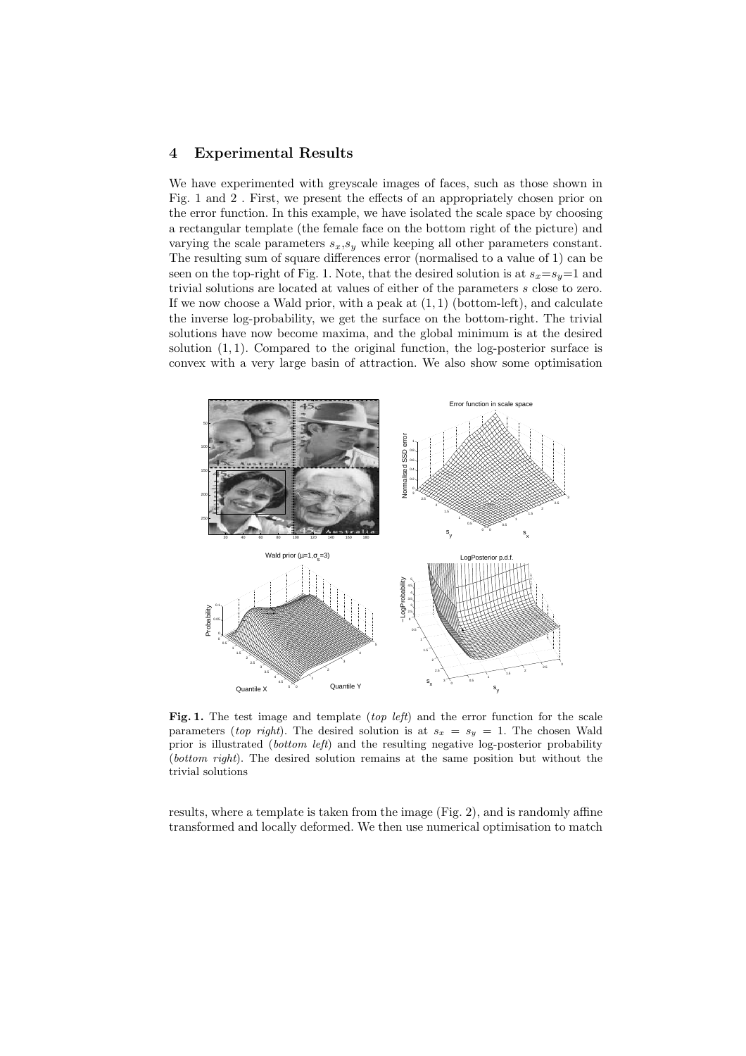## 4 Experimental Results

We have experimented with greyscale images of faces, such as those shown in Fig. 1 and 2 . First, we present the effects of an appropriately chosen prior on the error function. In this example, we have isolated the scale space by choosing a rectangular template (the female face on the bottom right of the picture) and varying the scale parameters $s_x$,$s_y$ while keeping all other parameters constant. The resulting sum of square differences error (normalised to a value of 1) can be seen on the top-right of Fig. 1. Note, that the desired solution is at $s_x$=$s_y$=1 and trivial solutions are located at values of either of the parameters $s$ close to zero. If we now choose a Wald prior, with a peak at $(1, 1)$ (bottom-left), and calculate the inverse log-probability, we get the surface on the bottom-right. The trivial solutions have now become maxima, and the global minimum is at the desired solution $(1, 1)$. Compared to the original function, the log-posterior surface is convex with a very large basin of attraction. We also show some optimisation

**Fig. 1.** The test image and template (*top left*) and the error function for the scale parameters (*top right*). The desired solution is at $s_x = s_y = 1$. The chosen Wald prior is illustrated (*bottom left*) and the resulting negative log-posterior probability (*bottom right*). The desired solution remains at the same position but without the trivial solutions

results, where a template is taken from the image (Fig. 2), and is randomly affine transformed and locally deformed. We then use numerical optimisation to match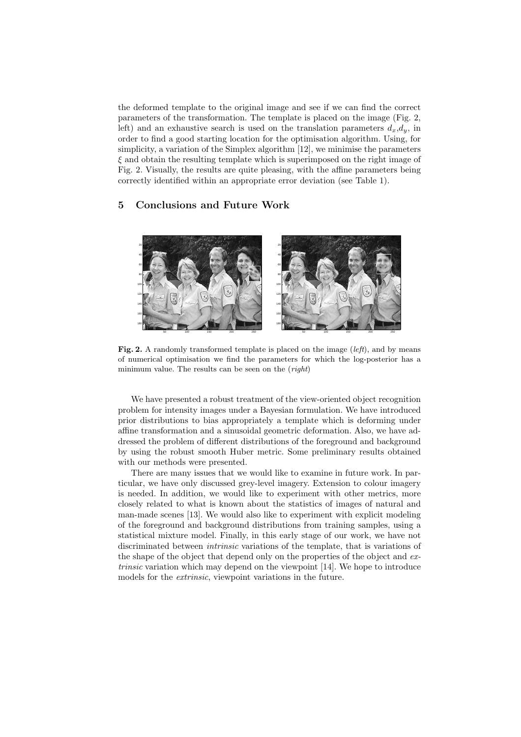the deformed template to the original image and see if we can find the correct parameters of the transformation. The template is placed on the image (Fig. 2, left) and an exhaustive search is used on the translation parameters $d_x$,$d_y$, in order to find a good starting location for the optimisation algorithm. Using, for simplicity, a variation of the Simplex algorithm [12], we minimise the parameters $\xi$ and obtain the resulting template which is superimposed on the right image of Fig. 2. Visually, the results are quite pleasing, with the affine parameters being correctly identified within an appropriate error deviation (see Table 1).

## 5 Conclusions and Future Work

**Fig. 2.** A randomly transformed template is placed on the image (*left*), and by means of numerical optimisation we find the parameters for which the log-posterior has a minimum value. The results can be seen on the (*right*)

We have presented a robust treatment of the view-oriented object recognition problem for intensity images under a Bayesian formulation. We have introduced prior distributions to bias appropriately a template which is deforming under affine transformation and a sinusoidal geometric deformation. Also, we have addressed the problem of different distributions of the foreground and background by using the robust smooth Huber metric. Some preliminary results obtained with our methods were presented.

There are many issues that we would like to examine in future work. In particular, we have only discussed grey-level imagery. Extension to colour imagery is needed. In addition, we would like to experiment with other metrics, more closely related to what is known about the statistics of images of natural and man-made scenes [13]. We would also like to experiment with explicit modeling of the foreground and background distributions from training samples, using a statistical mixture model. Finally, in this early stage of our work, we have not discriminated between *intrinsic* variations of the template, that is variations of the shape of the object that depend only on the properties of the object and *extrinsic* variation which may depend on the viewpoint [14]. We hope to introduce models for the *extrinsic*, viewpoint variations in the future.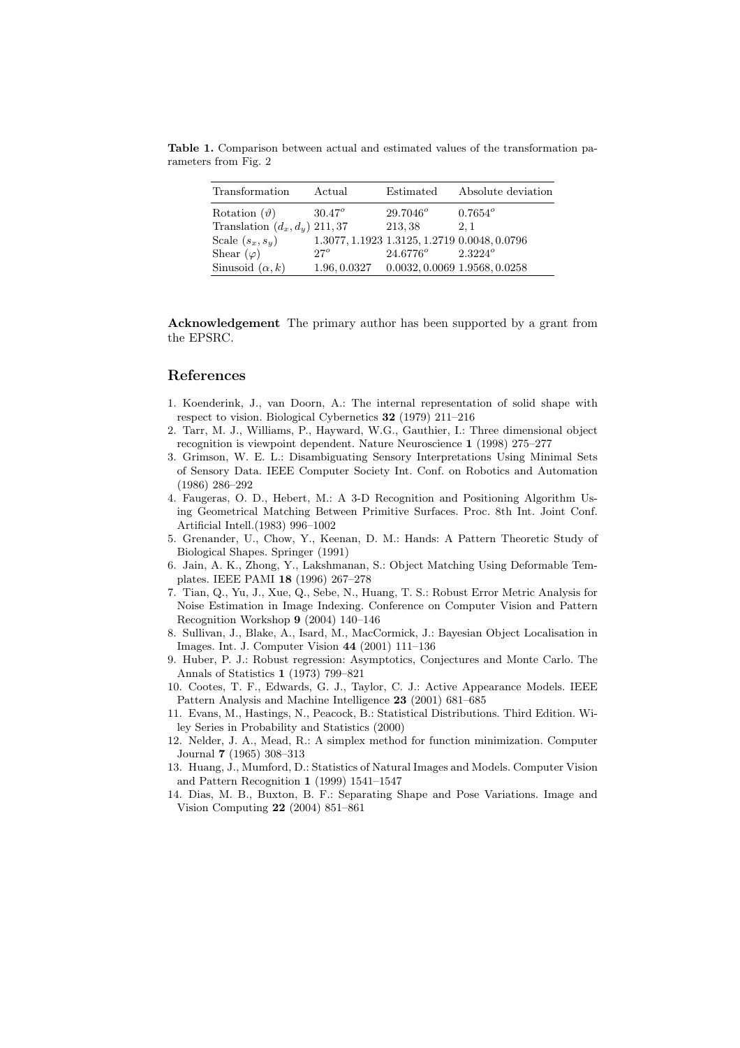**Table 1.** Comparison between actual and estimated values of the transformation parameters from Fig. 2

| Transformation | Actual | Estimated | Absolute deviation |
|---|---|---|---|
| Rotation ($\vartheta$) | $30.47^o$ | $29.7046^o$ | $0.7654^o$ |
| Translation ($d_x, d_y$) | $211, 37$ | $213, 38$ | $2, 1$ |
| Scale ($s_x, s_y$) | $1.3077, 1.1923$ | $1.3125, 1.2719$ | $0.0048, 0.0796$ |
| Shear ($\varphi$) | $27^o$ | $24.6776^o$ | $2.3224^o$ |
| Sinusoid ($\alpha, k$) | $1.96, 0.0327$ | $0.0032, 0.0069$ | $1.9568, 0.0258$ |

**Acknowledgement** The primary author has been supported by a grant from the EPSRC.

## References

1. Koenderink, J., van Doorn, A.: The internal representation of solid shape with respect to vision. Biological Cybernetics **32** (1979) 211–216
2. Tarr, M. J., Williams, P., Hayward, W.G., Gauthier, I.: Three dimensional object recognition is viewpoint dependent. Nature Neuroscience **1** (1998) 275–277
3. Grimson, W. E. L.: Disambiguating Sensory Interpretations Using Minimal Sets of Sensory Data. IEEE Computer Society Int. Conf. on Robotics and Automation (1986) 286–292
4. Faugeras, O. D., Hebert, M.: A 3-D Recognition and Positioning Algorithm Using Geometrical Matching Between Primitive Surfaces. Proc. 8th Int. Joint Conf. Artificial Intell.(1983) 996–1002
5. Grenander, U., Chow, Y., Keenan, D. M.: Hands: A Pattern Theoretic Study of Biological Shapes. Springer (1991)
6. Jain, A. K., Zhong, Y., Lakshmanan, S.: Object Matching Using Deformable Templates. IEEE PAMI **18** (1996) 267–278
7. Tian, Q., Yu, J., Xue, Q., Sebe, N., Huang, T. S.: Robust Error Metric Analysis for Noise Estimation in Image Indexing. Conference on Computer Vision and Pattern Recognition Workshop **9** (2004) 140–146
8. Sullivan, J., Blake, A., Isard, M., MacCormick, J.: Bayesian Object Localisation in Images. Int. J. Computer Vision **44** (2001) 111–136
9. Huber, P. J.: Robust regression: Asymptotics, Conjectures and Monte Carlo. The Annals of Statistics **1** (1973) 799–821
10. Cootes, T. F., Edwards, G. J., Taylor, C. J.: Active Appearance Models. IEEE Pattern Analysis and Machine Intelligence **23** (2001) 681–685
11. Evans, M., Hastings, N., Peacock, B.: Statistical Distributions. Third Edition. Wiley Series in Probability and Statistics (2000)
12. Nelder, J. A., Mead, R.: A simplex method for function minimization. Computer Journal **7** (1965) 308–313
13. Huang, J., Mumford, D.: Statistics of Natural Images and Models. Computer Vision and Pattern Recognition **1** (1999) 1541–1547
14. Dias, M. B., Buxton, B. F.: Separating Shape and Pose Variations. Image and Vision Computing **22** (2004) 851–861